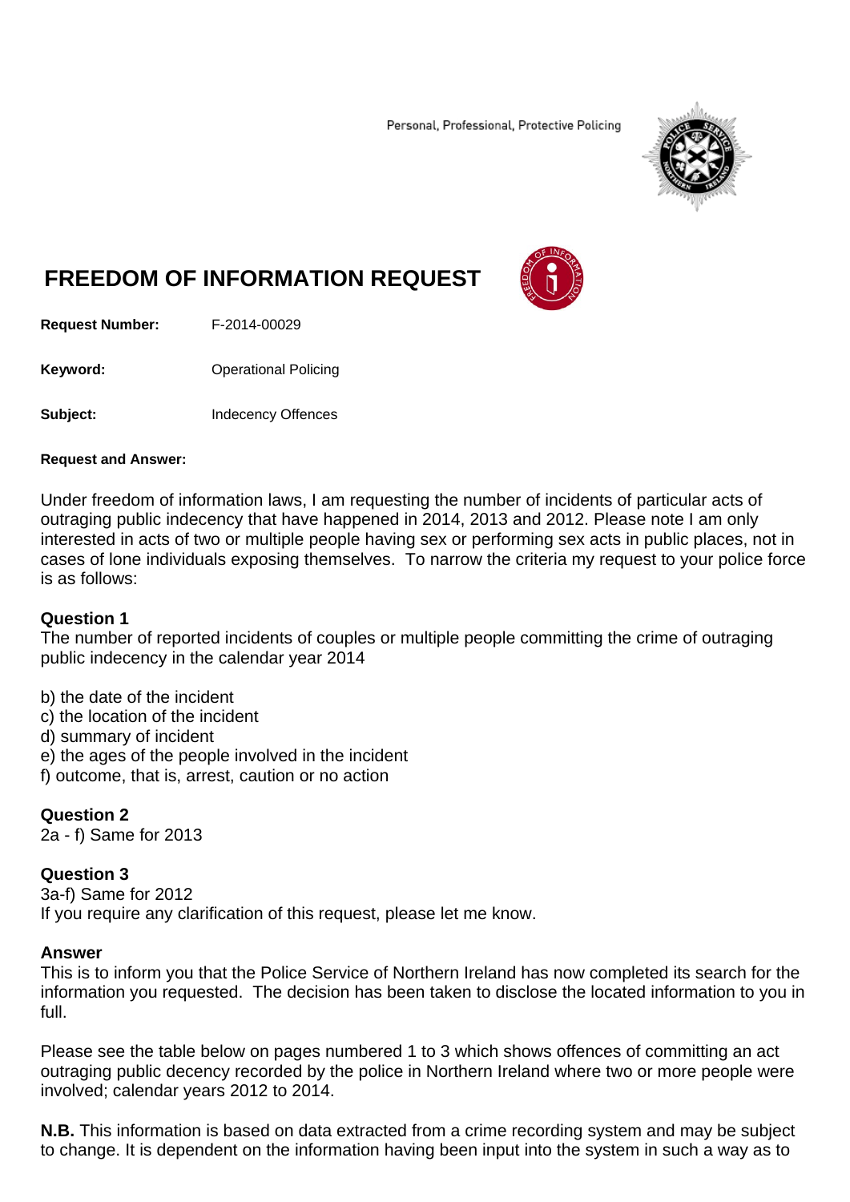Personal, Professional, Protective Policing

# FREEDOM OF INFORMATION REQUEST

**Request Number:** F-2014-00029

**Keyword:** Operational Policing

**Subject:** Indecency Offences

**Request and Answer:**

Under freedom of information laws, I am requesting the number of incidents of particular acts of outraging public indecency that have happened in 2014, 2013 and 2012. Please note I am only interested in acts of two or multiple people having sex or performing sex acts in public places, not in cases of lone individuals exposing themselves. To narrow the criteria my request to your police force is as follows:

**Question 1**
The number of reported incidents of couples or multiple people committing the crime of outraging public indecency in the calendar year 2014

b) the date of the incident
c) the location of the incident
d) summary of incident
e) the ages of the people involved in the incident
f) outcome, that is, arrest, caution or no action

**Question 2**
2a - f) Same for 2013

**Question 3**
3a-f) Same for 2012
If you require any clarification of this request, please let me know.

**Answer**
This is to inform you that the Police Service of Northern Ireland has now completed its search for the information you requested. The decision has been taken to disclose the located information to you in full.

Please see the table below on pages numbered 1 to 3 which shows offences of committing an act outraging public decency recorded by the police in Northern Ireland where two or more people were involved; calendar years 2012 to 2014.

**N.B.** This information is based on data extracted from a crime recording system and may be subject to change. It is dependent on the information having been input into the system in such a way as to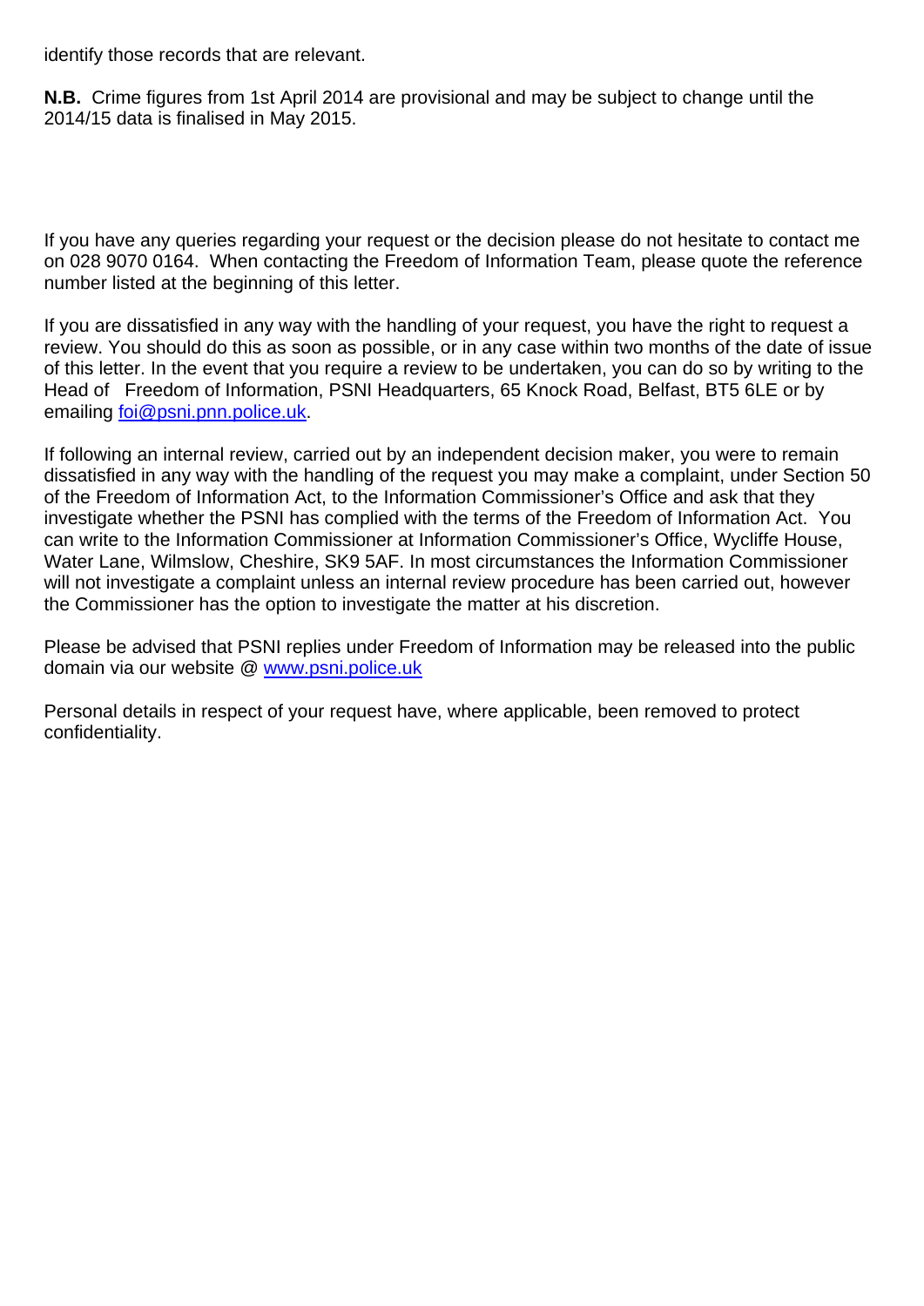identify those records that are relevant.

**N.B.** Crime figures from 1st April 2014 are provisional and may be subject to change until the 2014/15 data is finalised in May 2015.

If you have any queries regarding your request or the decision please do not hesitate to contact me on 028 9070 0164. When contacting the Freedom of Information Team, please quote the reference number listed at the beginning of this letter.

If you are dissatisfied in any way with the handling of your request, you have the right to request a review. You should do this as soon as possible, or in any case within two months of the date of issue of this letter. In the event that you require a review to be undertaken, you can do so by writing to the Head of Freedom of Information, PSNI Headquarters, 65 Knock Road, Belfast, BT5 6LE or by emailing [foi@psni.pnn.police.uk](mailto:foi@psni.pnn.police.uk).

If following an internal review, carried out by an independent decision maker, you were to remain dissatisfied in any way with the handling of the request you may make a complaint, under Section 50 of the Freedom of Information Act, to the Information Commissioner's Office and ask that they investigate whether the PSNI has complied with the terms of the Freedom of Information Act. You can write to the Information Commissioner at Information Commissioner's Office, Wycliffe House, Water Lane, Wilmslow, Cheshire, SK9 5AF. In most circumstances the Information Commissioner will not investigate a complaint unless an internal review procedure has been carried out, however the Commissioner has the option to investigate the matter at his discretion.

Please be advised that PSNI replies under Freedom of Information may be released into the public domain via our website @ [www.psni.police.uk](http://www.psni.police.uk)

Personal details in respect of your request have, where applicable, been removed to protect confidentiality.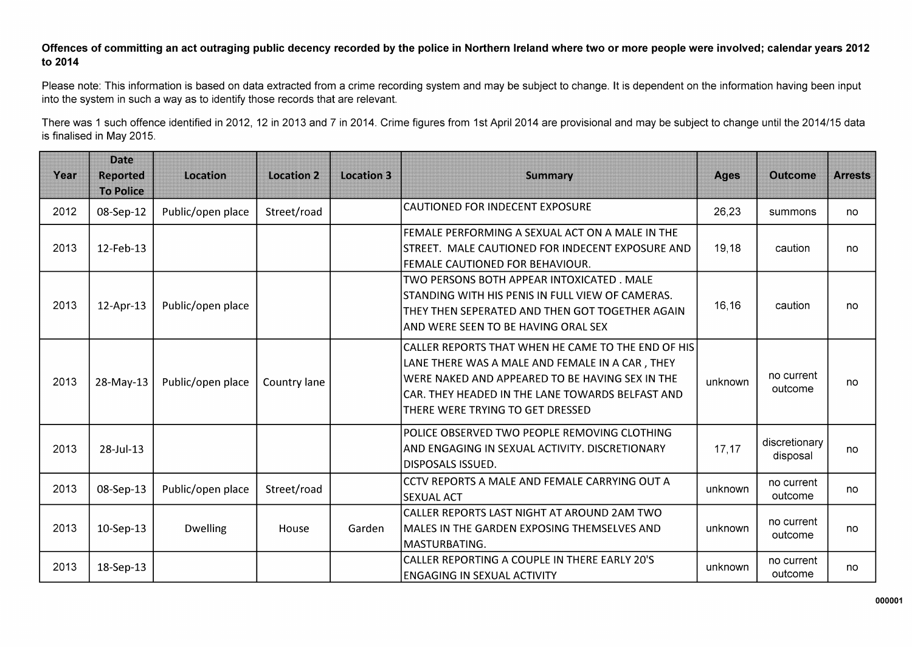**Offences of committing an act outraging public decency recorded by the police in Northern Ireland where two or more people were involved; calendar years 2012 to 2014**

Please note: This information is based on data extracted from a crime recording system and may be subject to change. It is dependent on the information having been input into the system in such a way as to identify those records that are relevant.

There was 1 such offence identified in 2012, 12 in 2013 and 7 in 2014. Crime figures from 1st April 2014 are provisional and may be subject to change until the 2014/15 data is finalised in May 2015.

| Year | Date Reported To Police | Location | Location 2 | Location 3 | Summary | Ages | Outcome | Arrests |
|---|---|---|---|---|---|---|---|---|
| 2012 | 08-Sep-12 | Public/open place | Street/road | | CAUTIONED FOR INDECENT EXPOSURE | 26,23 | summons | no |
| 2013 | 12-Feb-13 | | | | FEMALE PERFORMING A SEXUAL ACT ON A MALE IN THE STREET. MALE CAUTIONED FOR INDECENT EXPOSURE AND FEMALE CAUTIONED FOR BEHAVIOUR. | 19,18 | caution | no |
| 2013 | 12-Apr-13 | Public/open place | | | TWO PERSONS BOTH APPEAR INTOXICATED . MALE STANDING WITH HIS PENIS IN FULL VIEW OF CAMERAS. THEY THEN SEPERATED AND THEN GOT TOGETHER AGAIN AND WERE SEEN TO BE HAVING ORAL SEX | 16,16 | caution | no |
| 2013 | 28-May-13 | Public/open place | Country lane | | CALLER REPORTS THAT WHEN HE CAME TO THE END OF HIS LANE THERE WAS A MALE AND FEMALE IN A CAR , THEY WERE NAKED AND APPEARED TO BE HAVING SEX IN THE CAR. THEY HEADED IN THE LANE TOWARDS BELFAST AND THERE WERE TRYING TO GET DRESSED | unknown | no current outcome | no |
| 2013 | 28-Jul-13 | | | | POLICE OBSERVED TWO PEOPLE REMOVING CLOTHING AND ENGAGING IN SEXUAL ACTIVITY. DISCRETIONARY DISPOSALS ISSUED. | 17,17 | discretionary disposal | no |
| 2013 | 08-Sep-13 | Public/open place | Street/road | | CCTV REPORTS A MALE AND FEMALE CARRYING OUT A SEXUAL ACT | unknown | no current outcome | no |
| 2013 | 10-Sep-13 | Dwelling | House | Garden | CALLER REPORTS LAST NIGHT AT AROUND 2AM TWO MALES IN THE GARDEN EXPOSING THEMSELVES AND MASTURBATING. | unknown | no current outcome | no |
| 2013 | 18-Sep-13 | | | | CALLER REPORTING A COUPLE IN THERE EARLY 20'S ENGAGING IN SEXUAL ACTIVITY | unknown | no current outcome | no |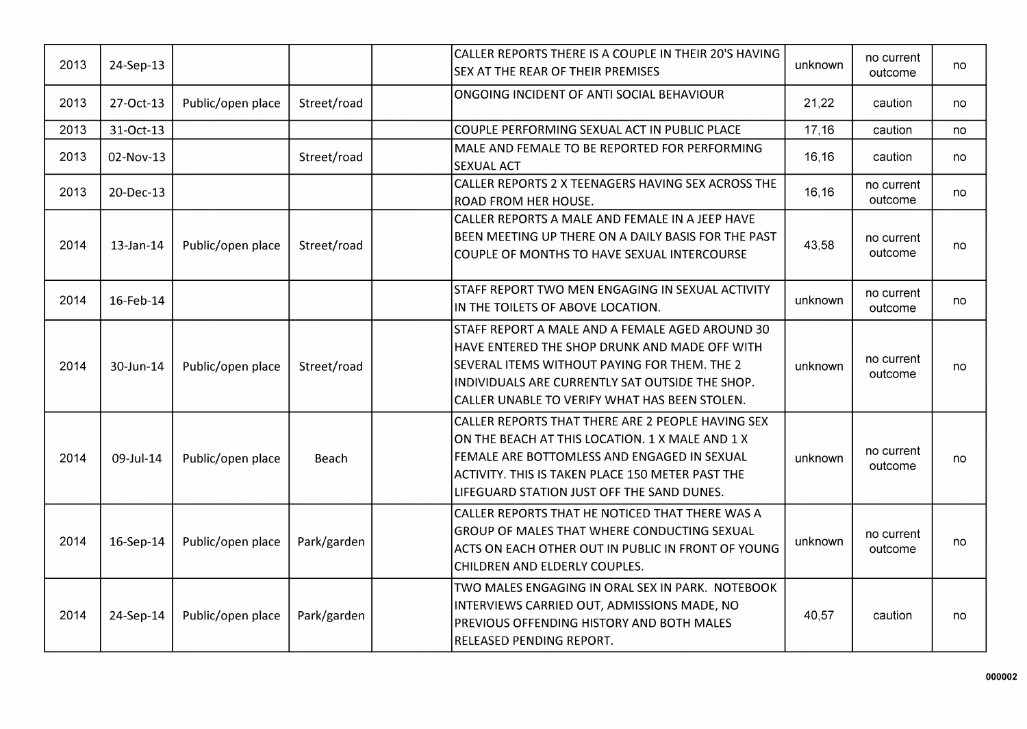| | | | | | | | | |
|---|---|---|---|---|---|---|---|---|
| 2013 | 24-Sep-13 | | | | CALLER REPORTS THERE IS A COUPLE IN THEIR 20'S HAVING SEX AT THE REAR OF THEIR PREMISES | unknown | no current outcome | no |
| 2013 | 27-Oct-13 | Public/open place | Street/road | | ONGOING INCIDENT OF ANTI SOCIAL BEHAVIOUR | 21,22 | caution | no |
| 2013 | 31-Oct-13 | | | | COUPLE PERFORMING SEXUAL ACT IN PUBLIC PLACE | 17,16 | caution | no |
| 2013 | 02-Nov-13 | | Street/road | | MALE AND FEMALE TO BE REPORTED FOR PERFORMING SEXUAL ACT | 16,16 | caution | no |
| 2013 | 20-Dec-13 | | | | CALLER REPORTS 2 X TEENAGERS HAVING SEX ACROSS THE ROAD FROM HER HOUSE. | 16,16 | no current outcome | no |
| 2014 | 13-Jan-14 | Public/open place | Street/road | | CALLER REPORTS A MALE AND FEMALE IN A JEEP HAVE BEEN MEETING UP THERE ON A DAILY BASIS FOR THE PAST COUPLE OF MONTHS TO HAVE SEXUAL INTERCOURSE | 43,58 | no current outcome | no |
| 2014 | 16-Feb-14 | | | | STAFF REPORT TWO MEN ENGAGING IN SEXUAL ACTIVITY IN THE TOILETS OF ABOVE LOCATION. | unknown | no current outcome | no |
| 2014 | 30-Jun-14 | Public/open place | Street/road | | STAFF REPORT A MALE AND A FEMALE AGED AROUND 30 HAVE ENTERED THE SHOP DRUNK AND MADE OFF WITH SEVERAL ITEMS WITHOUT PAYING FOR THEM. THE 2 INDIVIDUALS ARE CURRENTLY SAT OUTSIDE THE SHOP. CALLER UNABLE TO VERIFY WHAT HAS BEEN STOLEN. | unknown | no current outcome | no |
| 2014 | 09-Jul-14 | Public/open place | Beach | | CALLER REPORTS THAT THERE ARE 2 PEOPLE HAVING SEX ON THE BEACH AT THIS LOCATION. 1 X MALE AND 1 X FEMALE ARE BOTTOMLESS AND ENGAGED IN SEXUAL ACTIVITY. THIS IS TAKEN PLACE 150 METER PAST THE LIFEGUARD STATION JUST OFF THE SAND DUNES. | unknown | no current outcome | no |
| 2014 | 16-Sep-14 | Public/open place | Park/garden | | CALLER REPORTS THAT HE NOTICED THAT THERE WAS A GROUP OF MALES THAT WHERE CONDUCTING SEXUAL ACTS ON EACH OTHER OUT IN PUBLIC IN FRONT OF YOUNG CHILDREN AND ELDERLY COUPLES. | unknown | no current outcome | no |
| 2014 | 24-Sep-14 | Public/open place | Park/garden | | TWO MALES ENGAGING IN ORAL SEX IN PARK. NOTEBOOK INTERVIEWS CARRIED OUT, ADMISSIONS MADE, NO PREVIOUS OFFENDING HISTORY AND BOTH MALES RELEASED PENDING REPORT. | 40,57 | caution | no |

000002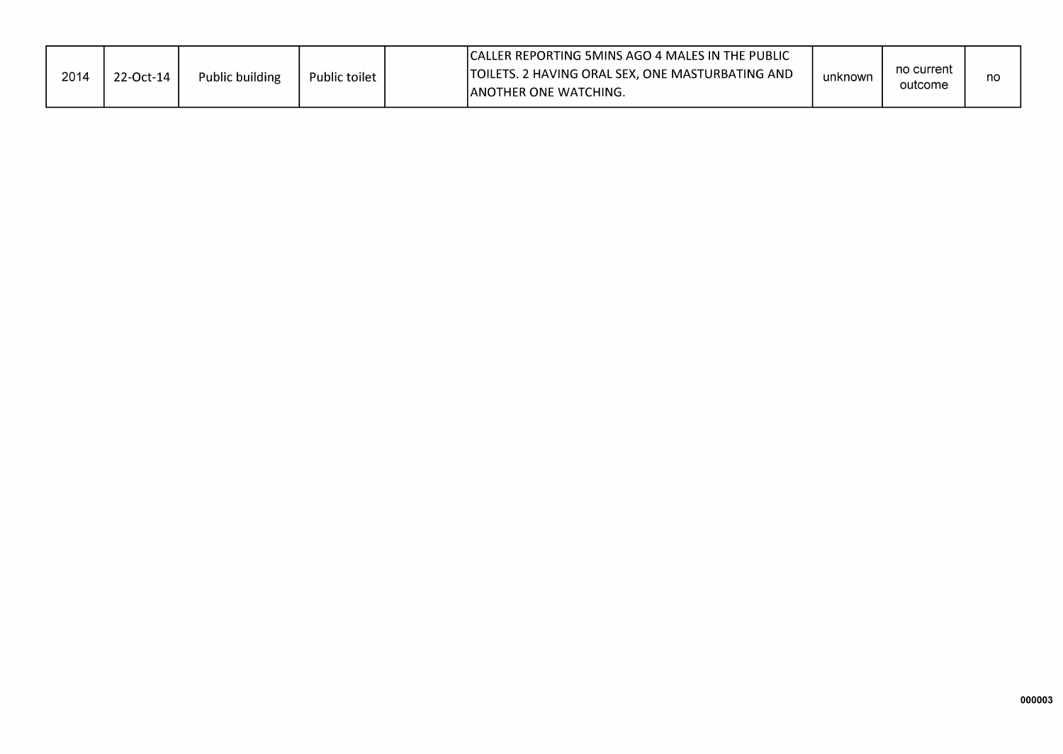| | | | | | | | | |
|---|---|---|---|---|---|---|---|---|
| 2014 | 22-Oct-14 | Public building | Public toilet | | CALLER REPORTING 5MINS AGO 4 MALES IN THE PUBLIC TOILETS. 2 HAVING ORAL SEX, ONE MASTURBATING AND ANOTHER ONE WATCHING. | unknown | no current outcome | no |